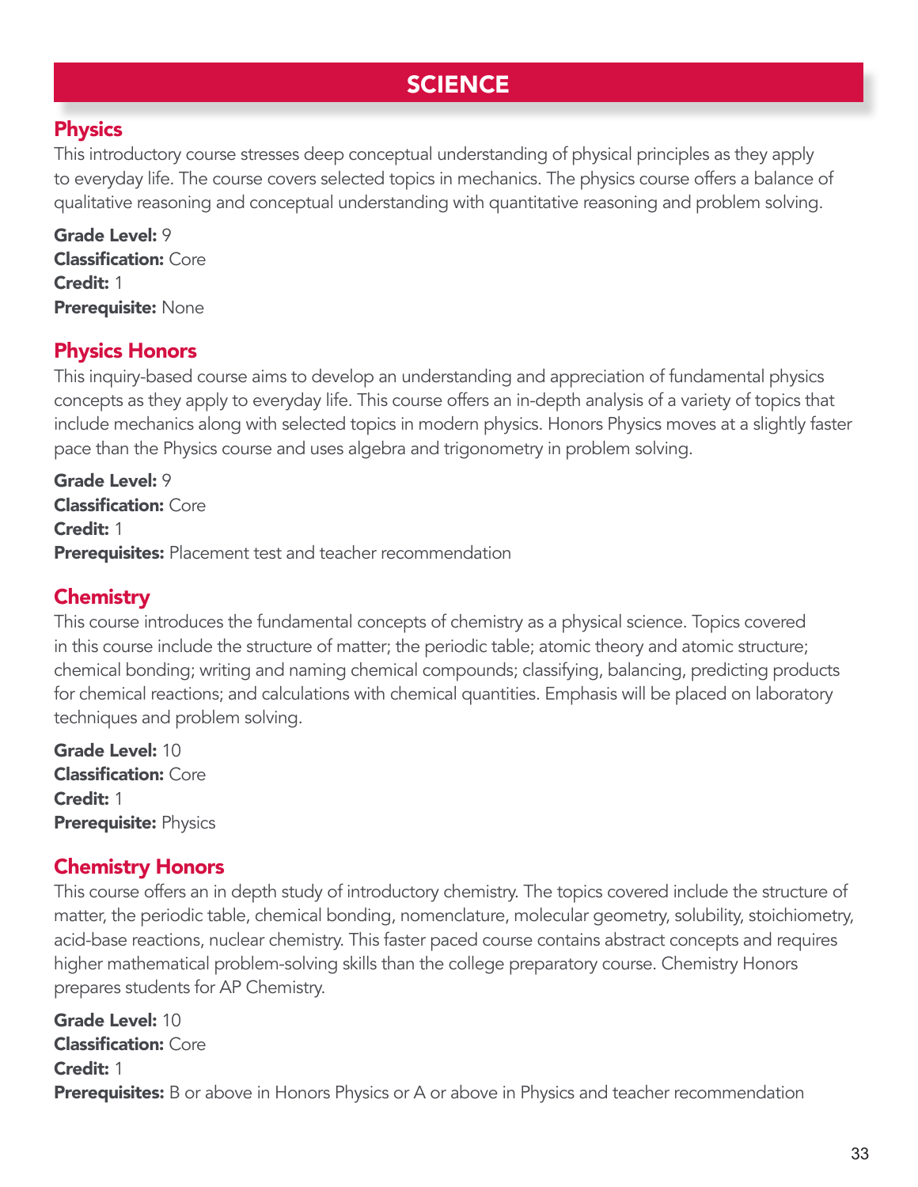# SCIENCE

## Physics

This introductory course stresses deep conceptual understanding of physical principles as they apply to everyday life. The course covers selected topics in mechanics. The physics course offers a balance of qualitative reasoning and conceptual understanding with quantitative reasoning and problem solving.

**Grade Level:** 9
**Classification:** Core
**Credit:** 1
**Prerequisite:** None

## Physics Honors

This inquiry-based course aims to develop an understanding and appreciation of fundamental physics concepts as they apply to everyday life. This course offers an in-depth analysis of a variety of topics that include mechanics along with selected topics in modern physics. Honors Physics moves at a slightly faster pace than the Physics course and uses algebra and trigonometry in problem solving.

**Grade Level:** 9
**Classification:** Core
**Credit:** 1
**Prerequisites:** Placement test and teacher recommendation

## Chemistry

This course introduces the fundamental concepts of chemistry as a physical science. Topics covered in this course include the structure of matter; the periodic table; atomic theory and atomic structure; chemical bonding; writing and naming chemical compounds; classifying, balancing, predicting products for chemical reactions; and calculations with chemical quantities. Emphasis will be placed on laboratory techniques and problem solving.

**Grade Level:** 10
**Classification:** Core
**Credit:** 1
**Prerequisite:** Physics

## Chemistry Honors

This course offers an in depth study of introductory chemistry. The topics covered include the structure of matter, the periodic table, chemical bonding, nomenclature, molecular geometry, solubility, stoichiometry, acid-base reactions, nuclear chemistry. This faster paced course contains abstract concepts and requires higher mathematical problem-solving skills than the college preparatory course. Chemistry Honors prepares students for AP Chemistry.

**Grade Level:** 10
**Classification:** Core
**Credit:** 1
**Prerequisites:** B or above in Honors Physics or A or above in Physics and teacher recommendation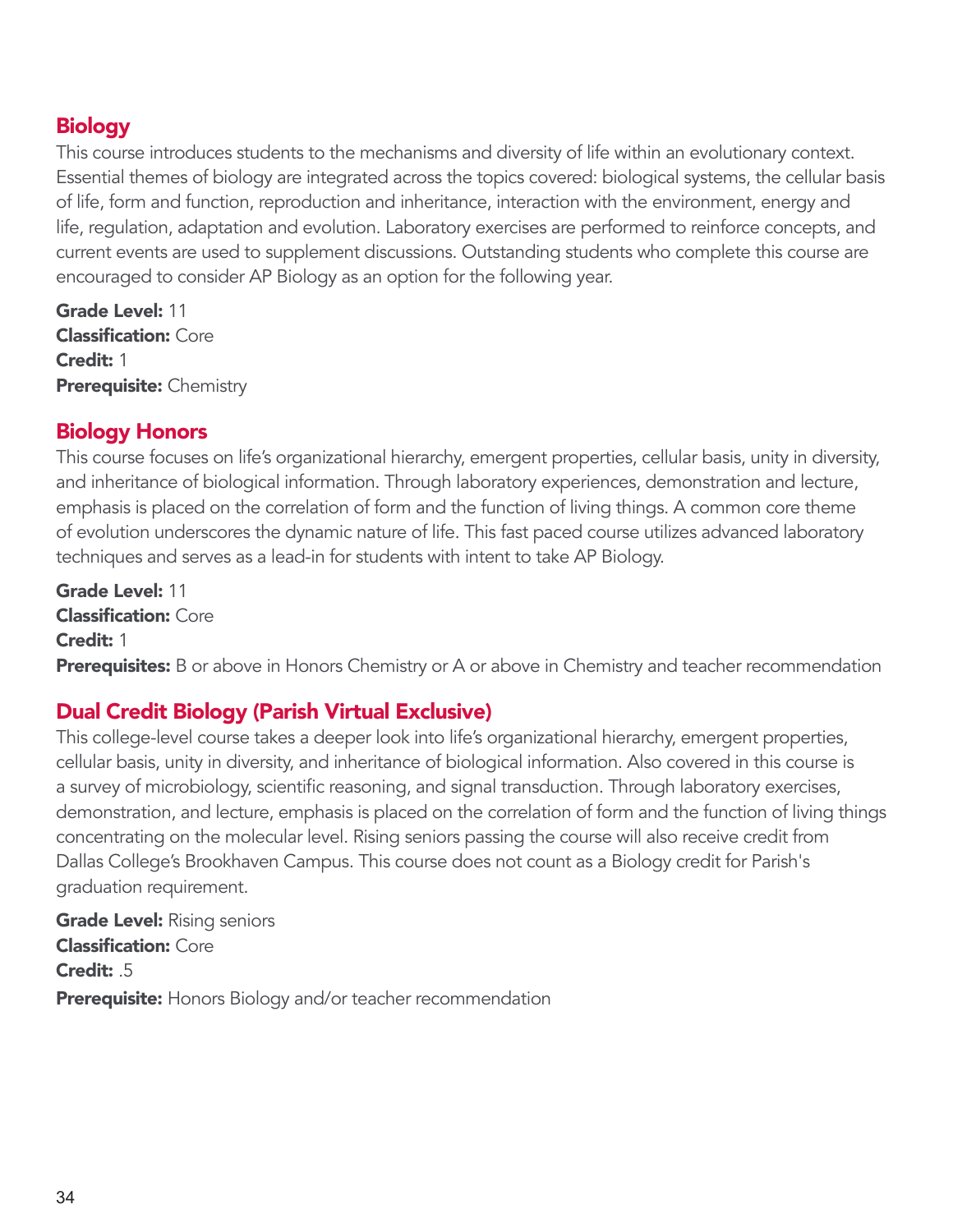## Biology

This course introduces students to the mechanisms and diversity of life within an evolutionary context. Essential themes of biology are integrated across the topics covered: biological systems, the cellular basis of life, form and function, reproduction and inheritance, interaction with the environment, energy and life, regulation, adaptation and evolution. Laboratory exercises are performed to reinforce concepts, and current events are used to supplement discussions. Outstanding students who complete this course are encouraged to consider AP Biology as an option for the following year.

**Grade Level:** 11
**Classification:** Core
**Credit:** 1
**Prerequisite:** Chemistry

## Biology Honors

This course focuses on life's organizational hierarchy, emergent properties, cellular basis, unity in diversity, and inheritance of biological information. Through laboratory experiences, demonstration and lecture, emphasis is placed on the correlation of form and the function of living things. A common core theme of evolution underscores the dynamic nature of life. This fast paced course utilizes advanced laboratory techniques and serves as a lead-in for students with intent to take AP Biology.

**Grade Level:** 11
**Classification:** Core
**Credit:** 1
**Prerequisites:** B or above in Honors Chemistry or A or above in Chemistry and teacher recommendation

## Dual Credit Biology (Parish Virtual Exclusive)

This college-level course takes a deeper look into life's organizational hierarchy, emergent properties, cellular basis, unity in diversity, and inheritance of biological information. Also covered in this course is a survey of microbiology, scientific reasoning, and signal transduction. Through laboratory exercises, demonstration, and lecture, emphasis is placed on the correlation of form and the function of living things concentrating on the molecular level. Rising seniors passing the course will also receive credit from Dallas College's Brookhaven Campus. This course does not count as a Biology credit for Parish's graduation requirement.

**Grade Level:** Rising seniors
**Classification:** Core
**Credit:** .5
**Prerequisite:** Honors Biology and/or teacher recommendation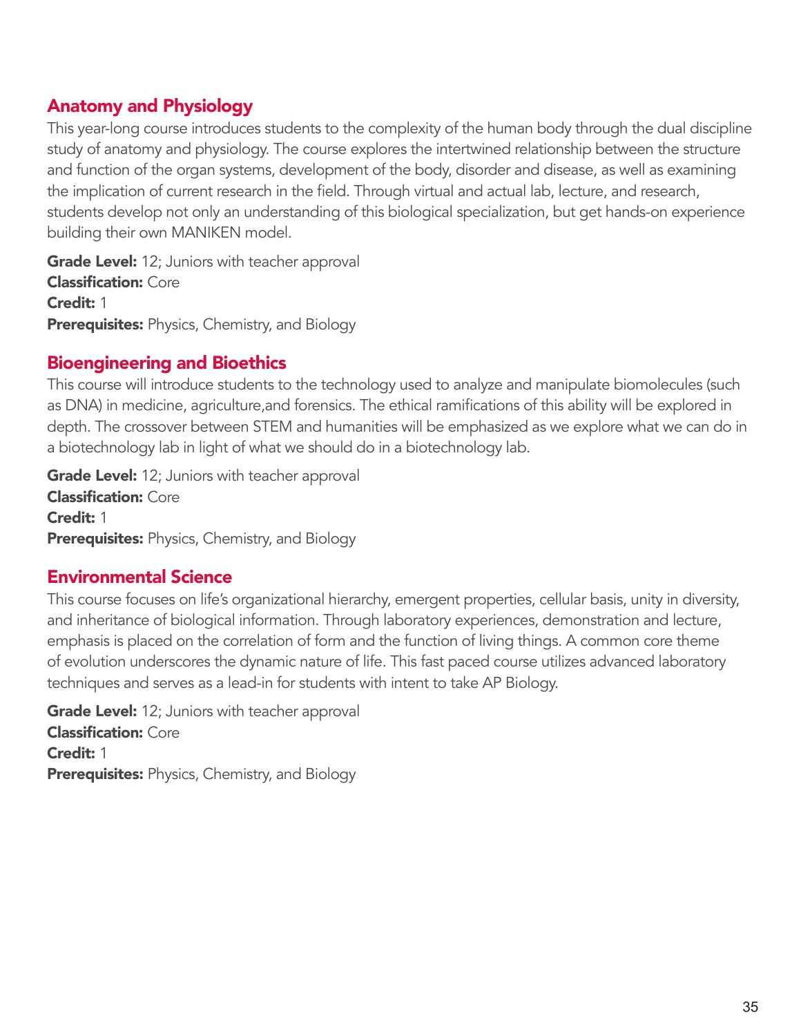## Anatomy and Physiology

This year-long course introduces students to the complexity of the human body through the dual discipline study of anatomy and physiology. The course explores the intertwined relationship between the structure and function of the organ systems, development of the body, disorder and disease, as well as examining the implication of current research in the field. Through virtual and actual lab, lecture, and research, students develop not only an understanding of this biological specialization, but get hands-on experience building their own MANIKEN model.

**Grade Level:** 12; Juniors with teacher approval
**Classification:** Core
**Credit:** 1
**Prerequisites:** Physics, Chemistry, and Biology

## Bioengineering and Bioethics

This course will introduce students to the technology used to analyze and manipulate biomolecules (such as DNA) in medicine, agriculture,and forensics. The ethical ramifications of this ability will be explored in depth. The crossover between STEM and humanities will be emphasized as we explore what we can do in a biotechnology lab in light of what we should do in a biotechnology lab.

**Grade Level:** 12; Juniors with teacher approval
**Classification:** Core
**Credit:** 1
**Prerequisites:** Physics, Chemistry, and Biology

## Environmental Science

This course focuses on life's organizational hierarchy, emergent properties, cellular basis, unity in diversity, and inheritance of biological information. Through laboratory experiences, demonstration and lecture, emphasis is placed on the correlation of form and the function of living things. A common core theme of evolution underscores the dynamic nature of life. This fast paced course utilizes advanced laboratory techniques and serves as a lead-in for students with intent to take AP Biology.

**Grade Level:** 12; Juniors with teacher approval
**Classification:** Core
**Credit:** 1
**Prerequisites:** Physics, Chemistry, and Biology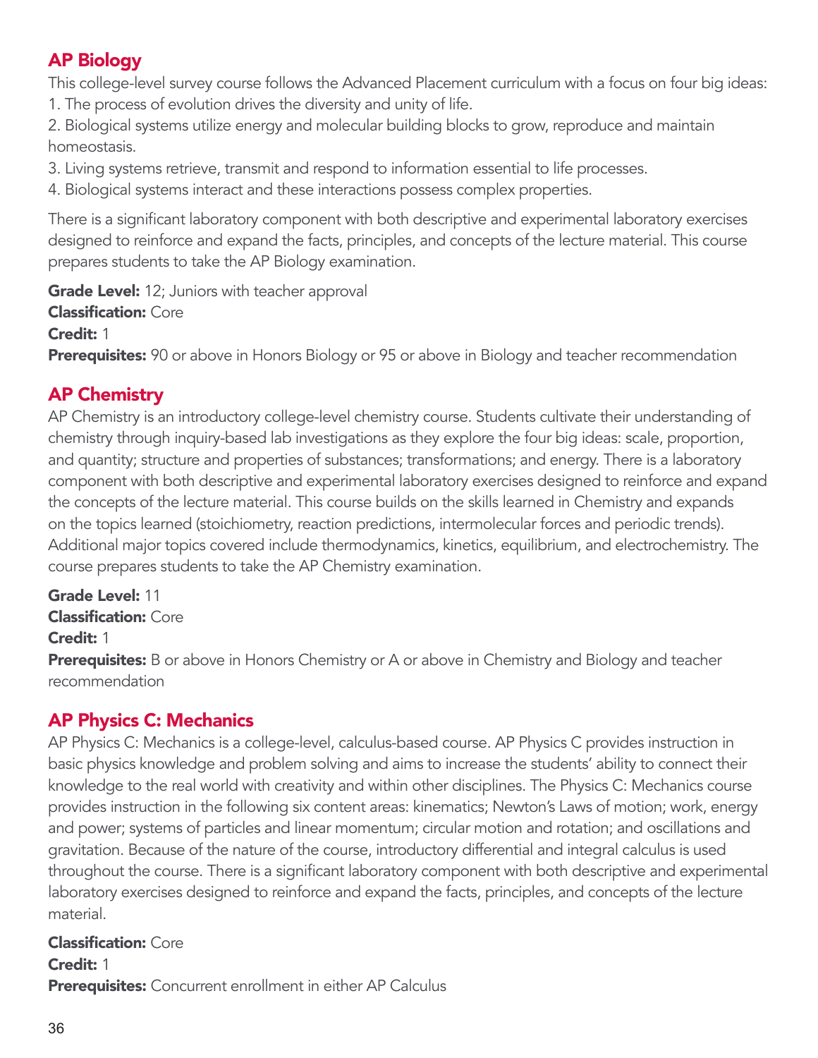## AP Biology

This college-level survey course follows the Advanced Placement curriculum with a focus on four big ideas:

1. The process of evolution drives the diversity and unity of life.
2. Biological systems utilize energy and molecular building blocks to grow, reproduce and maintain homeostasis.
3. Living systems retrieve, transmit and respond to information essential to life processes.
4. Biological systems interact and these interactions possess complex properties.

There is a significant laboratory component with both descriptive and experimental laboratory exercises designed to reinforce and expand the facts, principles, and concepts of the lecture material. This course prepares students to take the AP Biology examination.

**Grade Level:** 12; Juniors with teacher approval  
**Classification:** Core  
**Credit:** 1  
**Prerequisites:** 90 or above in Honors Biology or 95 or above in Biology and teacher recommendation

## AP Chemistry

AP Chemistry is an introductory college-level chemistry course. Students cultivate their understanding of chemistry through inquiry-based lab investigations as they explore the four big ideas: scale, proportion, and quantity; structure and properties of substances; transformations; and energy. There is a laboratory component with both descriptive and experimental laboratory exercises designed to reinforce and expand the concepts of the lecture material. This course builds on the skills learned in Chemistry and expands on the topics learned (stoichiometry, reaction predictions, intermolecular forces and periodic trends). Additional major topics covered include thermodynamics, kinetics, equilibrium, and electrochemistry. The course prepares students to take the AP Chemistry examination.

**Grade Level:** 11  
**Classification:** Core  
**Credit:** 1  
**Prerequisites:** B or above in Honors Chemistry or A or above in Chemistry and Biology and teacher recommendation

## AP Physics C: Mechanics

AP Physics C: Mechanics is a college-level, calculus-based course. AP Physics C provides instruction in basic physics knowledge and problem solving and aims to increase the students' ability to connect their knowledge to the real world with creativity and within other disciplines. The Physics C: Mechanics course provides instruction in the following six content areas: kinematics; Newton's Laws of motion; work, energy and power; systems of particles and linear momentum; circular motion and rotation; and oscillations and gravitation. Because of the nature of the course, introductory differential and integral calculus is used throughout the course. There is a significant laboratory component with both descriptive and experimental laboratory exercises designed to reinforce and expand the facts, principles, and concepts of the lecture material.

**Classification:** Core  
**Credit:** 1  
**Prerequisites:** Concurrent enrollment in either AP Calculus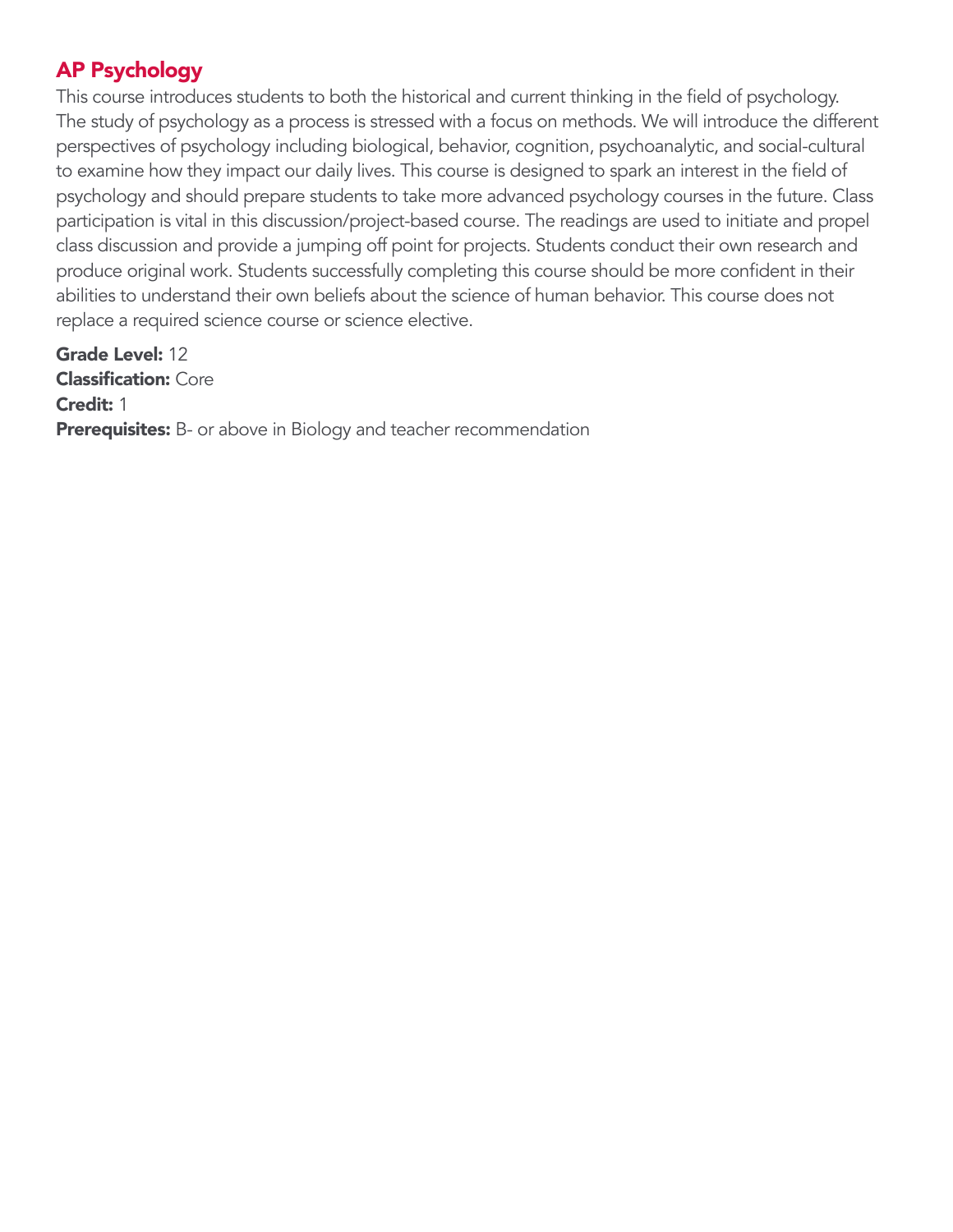## AP Psychology

This course introduces students to both the historical and current thinking in the field of psychology. The study of psychology as a process is stressed with a focus on methods. We will introduce the different perspectives of psychology including biological, behavior, cognition, psychoanalytic, and social-cultural to examine how they impact our daily lives. This course is designed to spark an interest in the field of psychology and should prepare students to take more advanced psychology courses in the future. Class participation is vital in this discussion/project-based course. The readings are used to initiate and propel class discussion and provide a jumping off point for projects. Students conduct their own research and produce original work. Students successfully completing this course should be more confident in their abilities to understand their own beliefs about the science of human behavior. This course does not replace a required science course or science elective.

**Grade Level:** 12
**Classification:** Core
**Credit:** 1
**Prerequisites:** B- or above in Biology and teacher recommendation